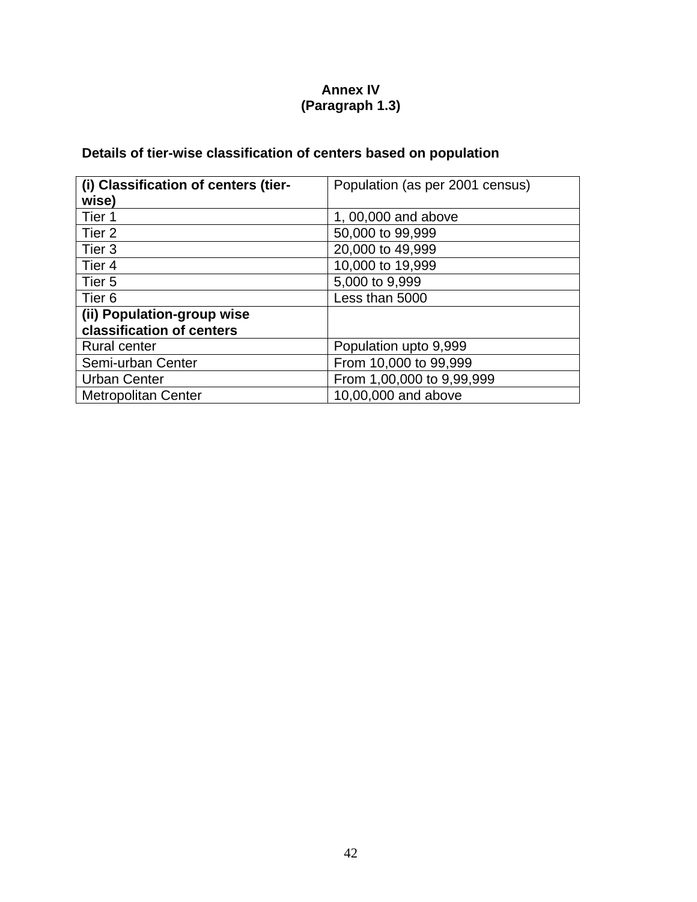**Annex IV**
**(Paragraph 1.3)**

**Details of tier-wise classification of centers based on population**

| **(i) Classification of centers (tier-wise)** | Population (as per 2001 census) |
|---|---|
| Tier 1 | 1, 00,000 and above |
| Tier 2 | 50,000 to 99,999 |
| Tier 3 | 20,000 to 49,999 |
| Tier 4 | 10,000 to 19,999 |
| Tier 5 | 5,000 to 9,999 |
| Tier 6 | Less than 5000 |
| **(ii) Population-group wise classification of centers** | |
| Rural center | Population upto 9,999 |
| Semi-urban Center | From 10,000 to 99,999 |
| Urban Center | From 1,00,000 to 9,99,999 |
| Metropolitan Center | 10,00,000 and above |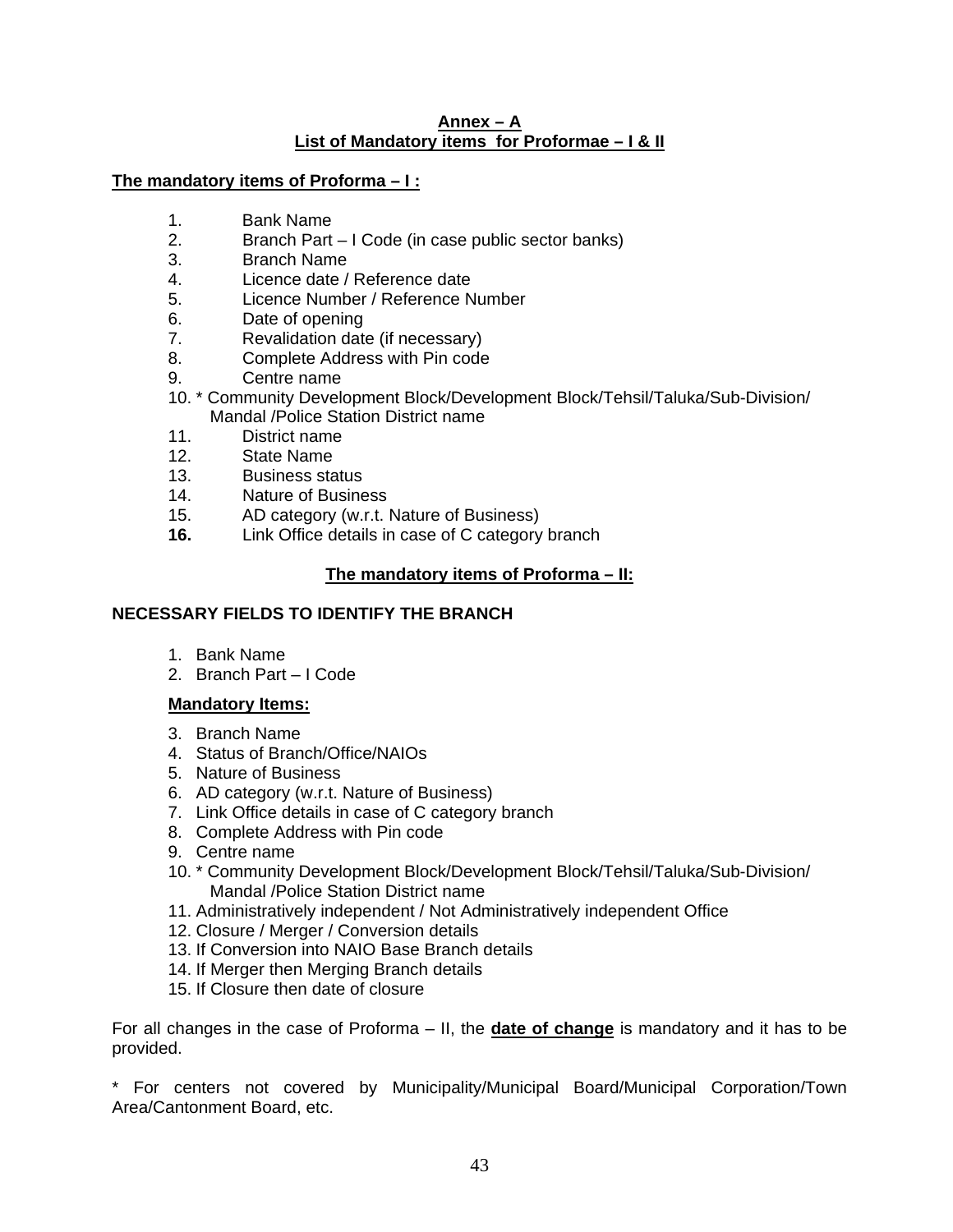**Annex – A**
**List of Mandatory items for Proformae – I & II**

**The mandatory items of Proforma – I :**

1. Bank Name
2. Branch Part – I Code (in case public sector banks)
3. Branch Name
4. Licence date / Reference date
5. Licence Number / Reference Number
6. Date of opening
7. Revalidation date (if necessary)
8. Complete Address with Pin code
9. Centre name
10. * Community Development Block/Development Block/Tehsil/Taluka/Sub-Division/ Mandal /Police Station District name
11. District name
12. State Name
13. Business status
14. Nature of Business
15. AD category (w.r.t. Nature of Business)
16. Link Office details in case of C category branch

**The mandatory items of Proforma – II:**

**NECESSARY FIELDS TO IDENTIFY THE BRANCH**

1. Bank Name
2. Branch Part – I Code

**Mandatory Items:**

3. Branch Name
4. Status of Branch/Office/NAIOs
5. Nature of Business
6. AD category (w.r.t. Nature of Business)
7. Link Office details in case of C category branch
8. Complete Address with Pin code
9. Centre name
10. * Community Development Block/Development Block/Tehsil/Taluka/Sub-Division/ Mandal /Police Station District name
11. Administratively independent / Not Administratively independent Office
12. Closure / Merger / Conversion details
13. If Conversion into NAIO Base Branch details
14. If Merger then Merging Branch details
15. If Closure then date of closure

For all changes in the case of Proforma – II, the **date of change** is mandatory and it has to be provided.

* For centers not covered by Municipality/Municipal Board/Municipal Corporation/Town Area/Cantonment Board, etc.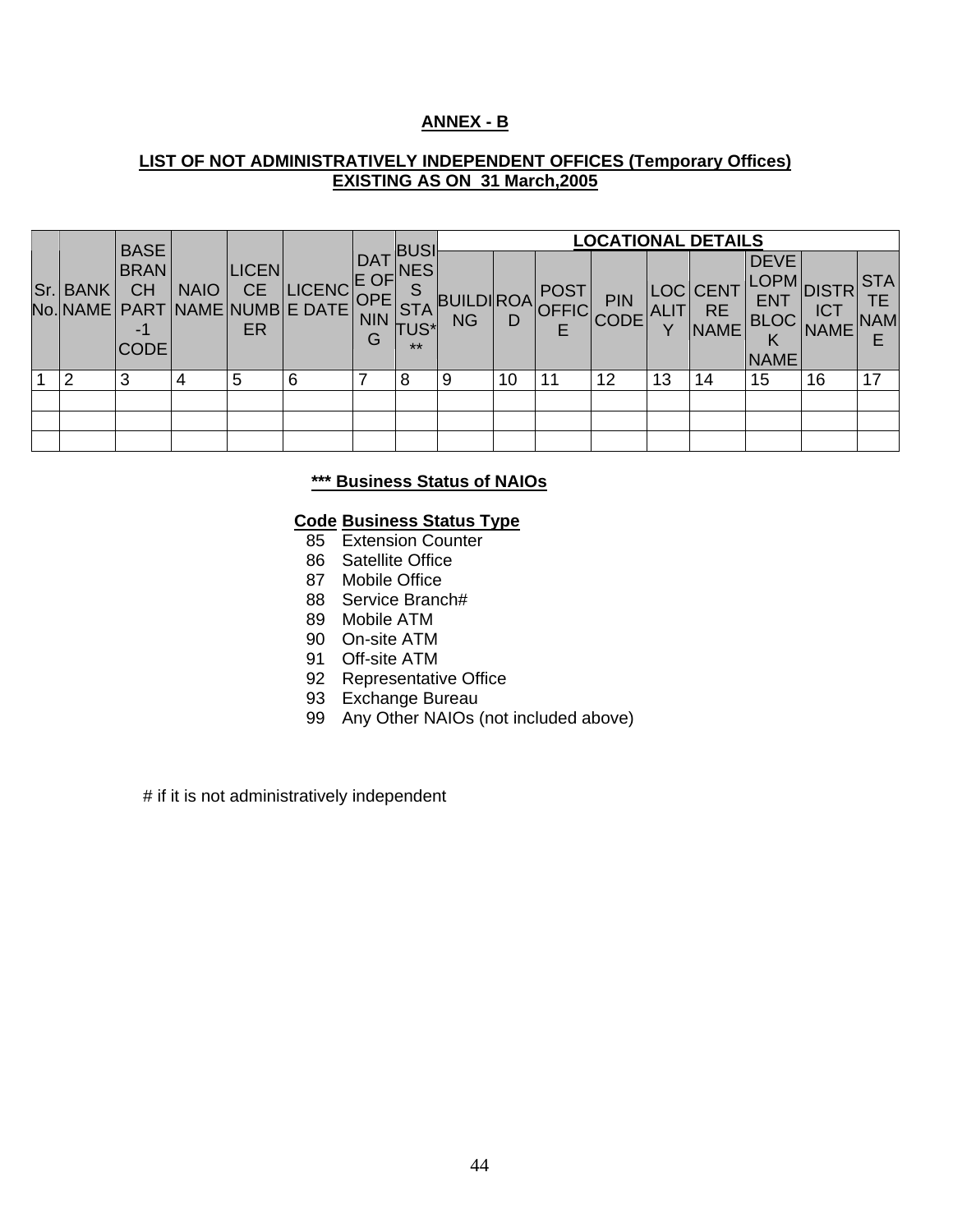**ANNEX - B**

**LIST OF NOT ADMINISTRATIVELY INDEPENDENT OFFICES (Temporary Offices) EXISTING AS ON 31 March,2005**

| | | | | | | | | LOCATIONAL DETAILS | | | | | | | | |
|---|---|---|---|---|---|---|---|---|---|---|---|---|---|---|---|---|
| Sr. No. | BANK NAME | BASE BRANCH PART-1 CODE | NAIO NAME | LICENCE NUMBER | LICENCE DATE | DATE OF OPENING | BUSINESS STATUS*** | BUILDING | ROAD | POST OFFICE | PIN CODE | LOCALITY | CENTRE NAME | DEVELOPMENT BLOCK NAME | DISTRICT NAME | STATE NAME |
| 1 | 2 | 3 | 4 | 5 | 6 | 7 | 8 | 9 | 10 | 11 | 12 | 13 | 14 | 15 | 16 | 17 |
| | | | | | | | | | | | | | | | | |
| | | | | | | | | | | | | | | | | |
| | | | | | | | | | | | | | | | | |

**\*\*\* Business Status of NAIOs**

| Code | Business Status Type |
|---|---|
| 85 | Extension Counter |
| 86 | Satellite Office |
| 87 | Mobile Office |
| 88 | Service Branch# |
| 89 | Mobile ATM |
| 90 | On-site ATM |
| 91 | Off-site ATM |
| 92 | Representative Office |
| 93 | Exchange Bureau |
| 99 | Any Other NAIOs (not included above) |

# if it is not administratively independent